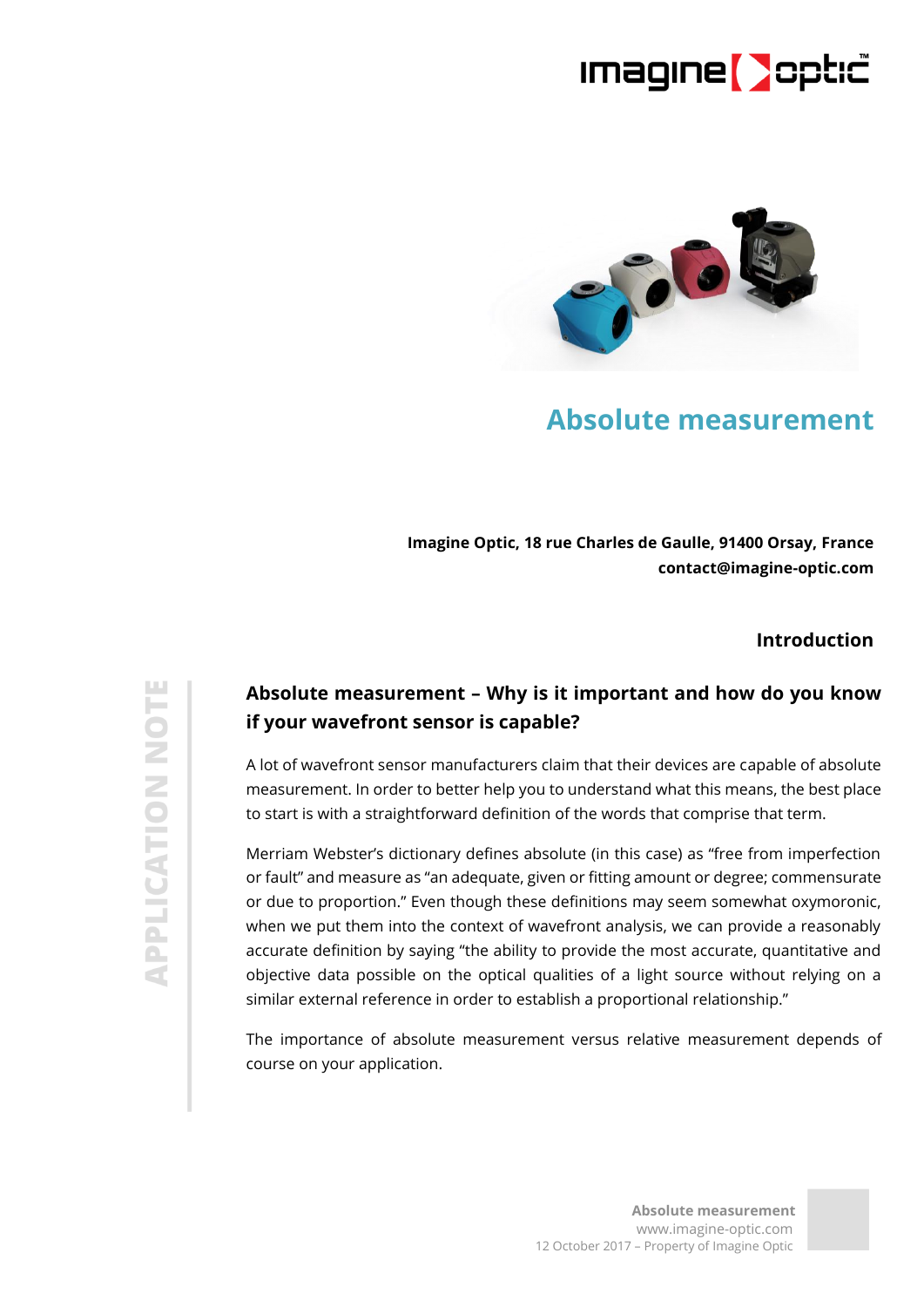# Absolute measurement

**Imagine Optic, 18 rue Charles de Gaulle, 91400 Orsay, France**
**contact@imagine-optic.com**

APPLICATION NOTE

## Introduction

### Absolute measurement – Why is it important and how do you know if your wavefront sensor is capable?

A lot of wavefront sensor manufacturers claim that their devices are capable of absolute measurement. In order to better help you to understand what this means, the best place to start is with a straightforward definition of the words that comprise that term.

Merriam Webster's dictionary defines absolute (in this case) as "free from imperfection or fault" and measure as "an adequate, given or fitting amount or degree; commensurate or due to proportion." Even though these definitions may seem somewhat oxymoronic, when we put them into the context of wavefront analysis, we can provide a reasonably accurate definition by saying "the ability to provide the most accurate, quantitative and objective data possible on the optical qualities of a light source without relying on a similar external reference in order to establish a proportional relationship."

The importance of absolute measurement versus relative measurement depends of course on your application.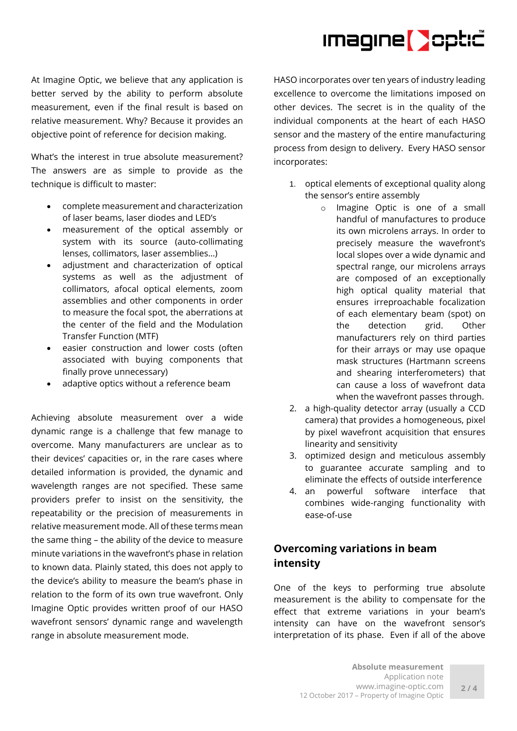At Imagine Optic, we believe that any application is better served by the ability to perform absolute measurement, even if the final result is based on relative measurement. Why? Because it provides an objective point of reference for decision making.

What's the interest in true absolute measurement? The answers are as simple to provide as the technique is difficult to master:

- complete measurement and characterization of laser beams, laser diodes and LED's
- measurement of the optical assembly or system with its source (auto-collimating lenses, collimators, laser assemblies…)
- adjustment and characterization of optical systems as well as the adjustment of collimators, afocal optical elements, zoom assemblies and other components in order to measure the focal spot, the aberrations at the center of the field and the Modulation Transfer Function (MTF)
- easier construction and lower costs (often associated with buying components that finally prove unnecessary)
- adaptive optics without a reference beam

Achieving absolute measurement over a wide dynamic range is a challenge that few manage to overcome. Many manufacturers are unclear as to their devices' capacities or, in the rare cases where detailed information is provided, the dynamic and wavelength ranges are not specified. These same providers prefer to insist on the sensitivity, the repeatability or the precision of measurements in relative measurement mode. All of these terms mean the same thing – the ability of the device to measure minute variations in the wavefront's phase in relation to known data. Plainly stated, this does not apply to the device's ability to measure the beam's phase in relation to the form of its own true wavefront. Only Imagine Optic provides written proof of our HASO wavefront sensors' dynamic range and wavelength range in absolute measurement mode.

HASO incorporates over ten years of industry leading excellence to overcome the limitations imposed on other devices. The secret is in the quality of the individual components at the heart of each HASO sensor and the mastery of the entire manufacturing process from design to delivery. Every HASO sensor incorporates:

1. optical elements of exceptional quality along the sensor's entire assembly
   - Imagine Optic is one of a small handful of manufactures to produce its own microlens arrays. In order to precisely measure the wavefront's local slopes over a wide dynamic and spectral range, our microlens arrays are composed of an exceptionally high optical quality material that ensures irreproachable focalization of each elementary beam (spot) on the detection grid. Other manufacturers rely on third parties for their arrays or may use opaque mask structures (Hartmann screens and shearing interferometers) that can cause a loss of wavefront data when the wavefront passes through.
2. a high-quality detector array (usually a CCD camera) that provides a homogeneous, pixel by pixel wavefront acquisition that ensures linearity and sensitivity
3. optimized design and meticulous assembly to guarantee accurate sampling and to eliminate the effects of outside interference
4. an powerful software interface that combines wide-ranging functionality with ease-of-use

## Overcoming variations in beam intensity

One of the keys to performing true absolute measurement is the ability to compensate for the effect that extreme variations in your beam's intensity can have on the wavefront sensor's interpretation of its phase. Even if all of the above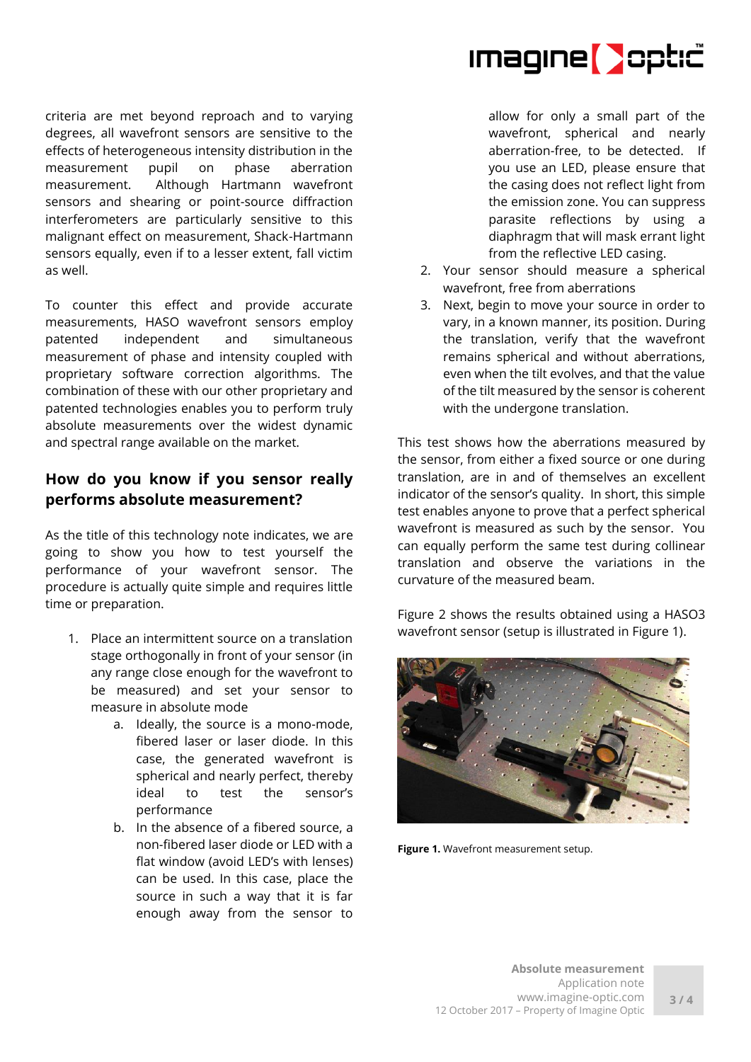criteria are met beyond reproach and to varying degrees, all wavefront sensors are sensitive to the effects of heterogeneous intensity distribution in the measurement pupil on phase aberration measurement. Although Hartmann wavefront sensors and shearing or point-source diffraction interferometers are particularly sensitive to this malignant effect on measurement, Shack-Hartmann sensors equally, even if to a lesser extent, fall victim as well.

To counter this effect and provide accurate measurements, HASO wavefront sensors employ patented independent and simultaneous measurement of phase and intensity coupled with proprietary software correction algorithms. The combination of these with our other proprietary and patented technologies enables you to perform truly absolute measurements over the widest dynamic and spectral range available on the market.

## How do you know if you sensor really performs absolute measurement?

As the title of this technology note indicates, we are going to show you how to test yourself the performance of your wavefront sensor. The procedure is actually quite simple and requires little time or preparation.

1. Place an intermittent source on a translation stage orthogonally in front of your sensor (in any range close enough for the wavefront to be measured) and set your sensor to measure in absolute mode
    a. Ideally, the source is a mono-mode, fibered laser or laser diode. In this case, the generated wavefront is spherical and nearly perfect, thereby ideal to test the sensor's performance
    b. In the absence of a fibered source, a non-fibered laser diode or LED with a flat window (avoid LED's with lenses) can be used. In this case, place the source in such a way that it is far enough away from the sensor to allow for only a small part of the wavefront, spherical and nearly aberration-free, to be detected. If you use an LED, please ensure that the casing does not reflect light from the emission zone. You can suppress parasite reflections by using a diaphragm that will mask errant light from the reflective LED casing.
2. Your sensor should measure a spherical wavefront, free from aberrations
3. Next, begin to move your source in order to vary, in a known manner, its position. During the translation, verify that the wavefront remains spherical and without aberrations, even when the tilt evolves, and that the value of the tilt measured by the sensor is coherent with the undergone translation.

This test shows how the aberrations measured by the sensor, from either a fixed source or one during translation, are in and of themselves an excellent indicator of the sensor's quality. In short, this simple test enables anyone to prove that a perfect spherical wavefront is measured as such by the sensor. You can equally perform the same test during collinear translation and observe the variations in the curvature of the measured beam.

Figure 2 shows the results obtained using a HASO3 wavefront sensor (setup is illustrated in Figure 1).

**Figure 1.** Wavefront measurement setup.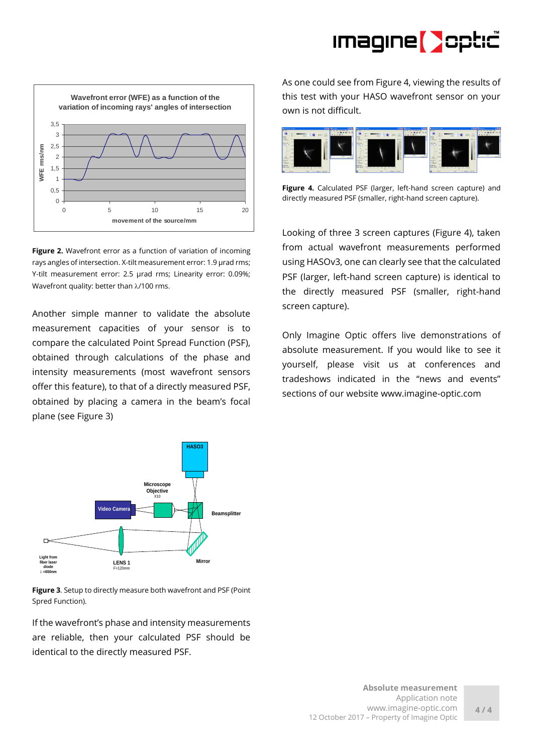Wavefront error (WFE) as a function of the variation of incoming rays' angles of intersection

WFE rms/nm

3,5
3
2,5
2
1,5
1
0,5
0

0
5
10
15
20

movement of the source/mm

**Figure 2.** Wavefront error as a function of variation of incoming rays angles of intersection. X-tilt measurement error: 1.9 µrad rms; Y-tilt measurement error: 2.5 µrad rms; Linearity error: 0.09%; Wavefront quality: better than λ/100 rms.

Another simple manner to validate the absolute measurement capacities of your sensor is to compare the calculated Point Spread Function (PSF), obtained through calculations of the phase and intensity measurements (most wavefront sensors offer this feature), to that of a directly measured PSF, obtained by placing a camera in the beam's focal plane (see Figure 3)

HASO3

Microscope Objective
X10

Video Camera

Beamsplitter

Light from fiber laser diode
λ =650nm

LENS 1
F=120mm

Mirror

**Figure 3**. Setup to directly measure both wavefront and PSF (Point Spred Function).

If the wavefront's phase and intensity measurements are reliable, then your calculated PSF should be identical to the directly measured PSF.

As one could see from Figure 4, viewing the results of this test with your HASO wavefront sensor on your own is not difficult.

**Figure 4.** Calculated PSF (larger, left-hand screen capture) and directly measured PSF (smaller, right-hand screen capture).

Looking of three 3 screen captures (Figure 4), taken from actual wavefront measurements performed using HASOv3, one can clearly see that the calculated PSF (larger, left-hand screen capture) is identical to the directly measured PSF (smaller, right-hand screen capture).

Only Imagine Optic offers live demonstrations of absolute measurement. If you would like to see it yourself, please visit us at conferences and tradeshows indicated in the "news and events" sections of our website www.imagine-optic.com